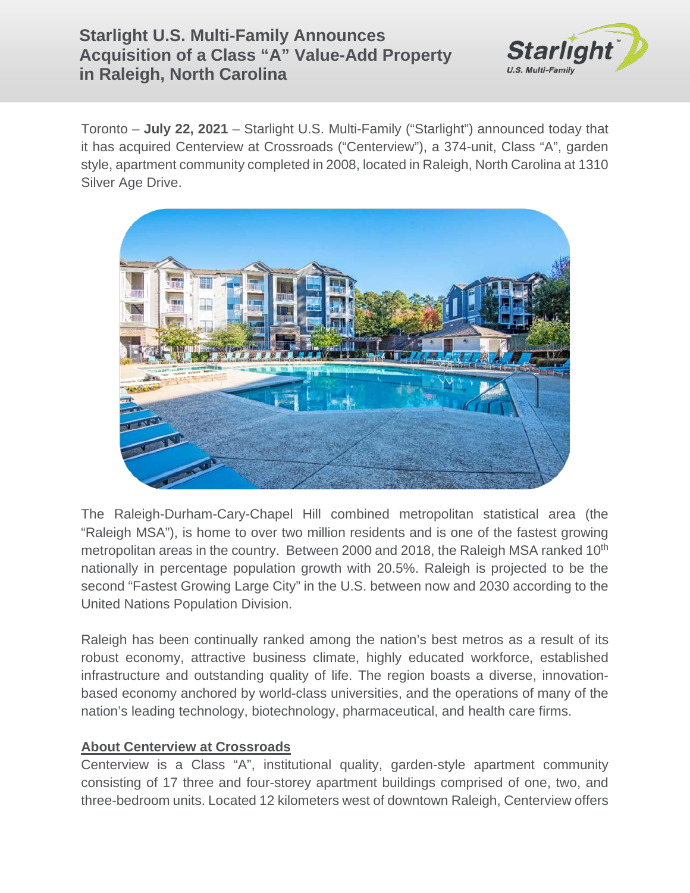# Starlight U.S. Multi-Family Announces Acquisition of a Class "A" Value-Add Property in Raleigh, North Carolina

Toronto – **July 22, 2021** – Starlight U.S. Multi-Family ("Starlight") announced today that it has acquired Centerview at Crossroads ("Centerview"), a 374-unit, Class "A", garden style, apartment community completed in 2008, located in Raleigh, North Carolina at 1310 Silver Age Drive.

The Raleigh-Durham-Cary-Chapel Hill combined metropolitan statistical area (the "Raleigh MSA"), is home to over two million residents and is one of the fastest growing metropolitan areas in the country. Between 2000 and 2018, the Raleigh MSA ranked 10th nationally in percentage population growth with 20.5%. Raleigh is projected to be the second "Fastest Growing Large City" in the U.S. between now and 2030 according to the United Nations Population Division.

Raleigh has been continually ranked among the nation's best metros as a result of its robust economy, attractive business climate, highly educated workforce, established infrastructure and outstanding quality of life. The region boasts a diverse, innovation-based economy anchored by world-class universities, and the operations of many of the nation's leading technology, biotechnology, pharmaceutical, and health care firms.

**About Centerview at Crossroads**

Centerview is a Class "A", institutional quality, garden-style apartment community consisting of 17 three and four-storey apartment buildings comprised of one, two, and three-bedroom units. Located 12 kilometers west of downtown Raleigh, Centerview offers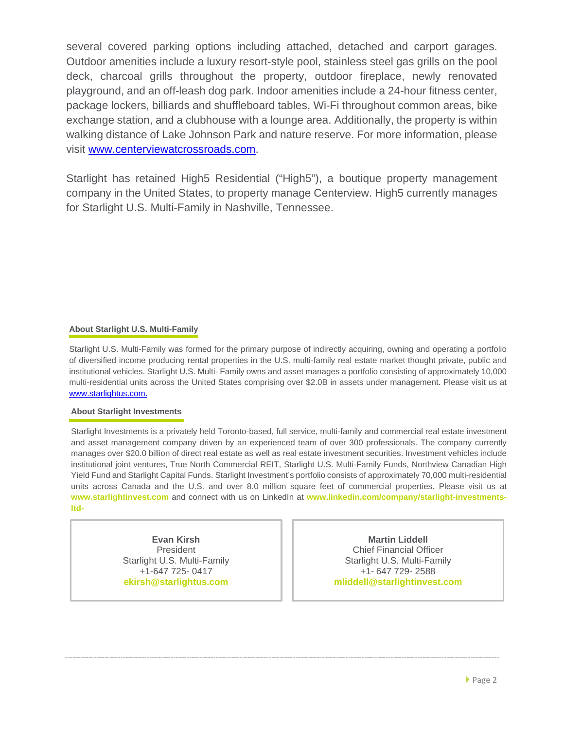several covered parking options including attached, detached and carport garages. Outdoor amenities include a luxury resort-style pool, stainless steel gas grills on the pool deck, charcoal grills throughout the property, outdoor fireplace, newly renovated playground, and an off-leash dog park. Indoor amenities include a 24-hour fitness center, package lockers, billiards and shuffleboard tables, Wi-Fi throughout common areas, bike exchange station, and a clubhouse with a lounge area. Additionally, the property is within walking distance of Lake Johnson Park and nature reserve. For more information, please visit [www.centerviewatcrossroads.com](http://www.centerviewatcrossroads.com).

Starlight has retained High5 Residential ("High5"), a boutique property management company in the United States, to property manage Centerview. High5 currently manages for Starlight U.S. Multi-Family in Nashville, Tennessee.

**About Starlight U.S. Multi-Family**

Starlight U.S. Multi-Family was formed for the primary purpose of indirectly acquiring, owning and operating a portfolio of diversified income producing rental properties in the U.S. multi-family real estate market thought private, public and institutional vehicles. Starlight U.S. Multi- Family owns and asset manages a portfolio consisting of approximately 10,000 multi-residential units across the United States comprising over $2.0B in assets under management. Please visit us at [www.starlightus.com.](http://www.starlightus.com)

**About Starlight Investments**

Starlight Investments is a privately held Toronto-based, full service, multi-family and commercial real estate investment and asset management company driven by an experienced team of over 300 professionals. The company currently manages over $20.0 billion of direct real estate as well as real estate investment securities. Investment vehicles include institutional joint ventures, True North Commercial REIT, Starlight U.S. Multi-Family Funds, Northview Canadian High Yield Fund and Starlight Capital Funds. Starlight Investment's portfolio consists of approximately 70,000 multi-residential units across Canada and the U.S. and over 8.0 million square feet of commercial properties. Please visit us at **www.starlightinvest.com** and connect with us on LinkedIn at **www.linkedin.com/company/starlight-investments-ltd-**

**Evan Kirsh**
President
Starlight U.S. Multi-Family
+1-647 725- 0417
**ekirsh@starlightus.com**

**Martin Liddell**
Chief Financial Officer
Starlight U.S. Multi-Family
+1- 647 729- 2588
**mliddell@starlightinvest.com**